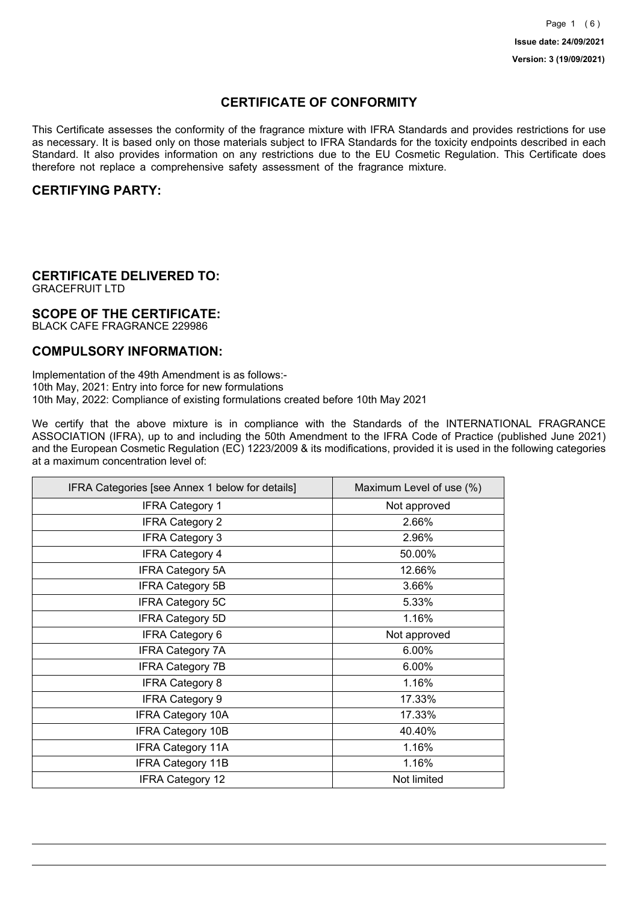Issue date: 24/09/2021

Version: 3 (19/09/2021)

# CERTIFICATE OF CONFORMITY

This Certificate assesses the conformity of the fragrance mixture with IFRA Standards and provides restrictions for use as necessary. It is based only on those materials subject to IFRA Standards for the toxicity endpoints described in each Standard. It also provides information on any restrictions due to the EU Cosmetic Regulation. This Certificate does therefore not replace a comprehensive safety assessment of the fragrance mixture.

## CERTIFYING PARTY:

## CERTIFICATE DELIVERED TO:

GRACEFRUIT LTD

## SCOPE OF THE CERTIFICATE:

BLACK CAFE FRAGRANCE 229986

## COMPULSORY INFORMATION:

Implementation of the 49th Amendment is as follows:-
10th May, 2021: Entry into force for new formulations
10th May, 2022: Compliance of existing formulations created before 10th May 2021

We certify that the above mixture is in compliance with the Standards of the INTERNATIONAL FRAGRANCE ASSOCIATION (IFRA), up to and including the 50th Amendment to the IFRA Code of Practice (published June 2021) and the European Cosmetic Regulation (EC) 1223/2009 & its modifications, provided it is used in the following categories at a maximum concentration level of:

| IFRA Categories [see Annex 1 below for details] | Maximum Level of use (%) |
|---|---|
| IFRA Category 1 | Not approved |
| IFRA Category 2 | 2.66% |
| IFRA Category 3 | 2.96% |
| IFRA Category 4 | 50.00% |
| IFRA Category 5A | 12.66% |
| IFRA Category 5B | 3.66% |
| IFRA Category 5C | 5.33% |
| IFRA Category 5D | 1.16% |
| IFRA Category 6 | Not approved |
| IFRA Category 7A | 6.00% |
| IFRA Category 7B | 6.00% |
| IFRA Category 8 | 1.16% |
| IFRA Category 9 | 17.33% |
| IFRA Category 10A | 17.33% |
| IFRA Category 10B | 40.40% |
| IFRA Category 11A | 1.16% |
| IFRA Category 11B | 1.16% |
| IFRA Category 12 | Not limited |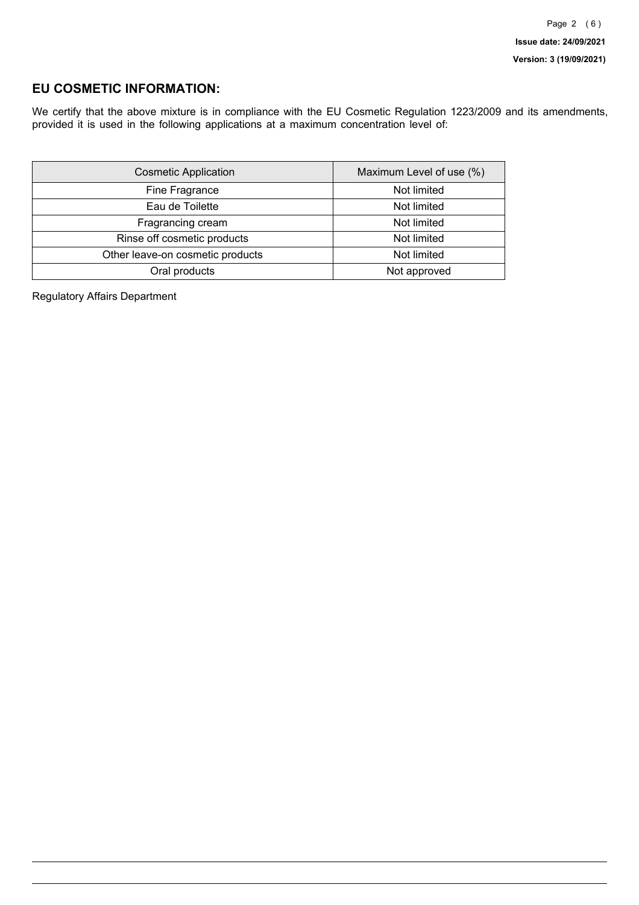## EU COSMETIC INFORMATION:

We certify that the above mixture is in compliance with the EU Cosmetic Regulation 1223/2009 and its amendments, provided it is used in the following applications at a maximum concentration level of:

| Cosmetic Application | Maximum Level of use (%) |
|---|---|
| Fine Fragrance | Not limited |
| Eau de Toilette | Not limited |
| Fragrancing cream | Not limited |
| Rinse off cosmetic products | Not limited |
| Other leave-on cosmetic products | Not limited |
| Oral products | Not approved |

Regulatory Affairs Department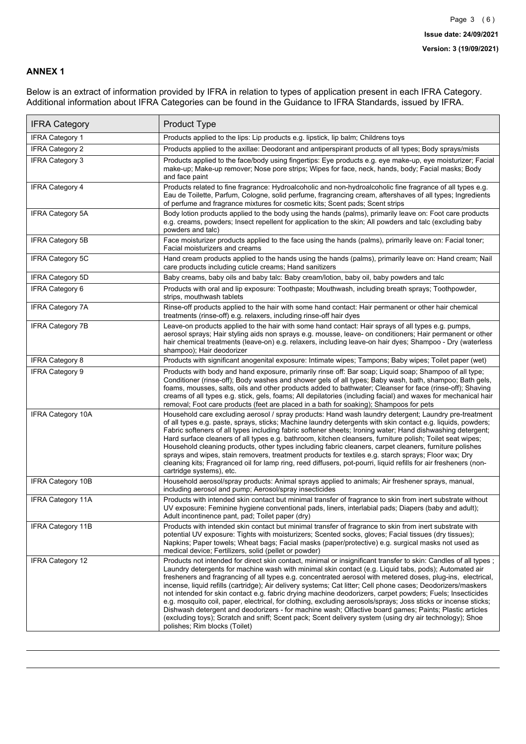## ANNEX 1

Below is an extract of information provided by IFRA in relation to types of application present in each IFRA Category. Additional information about IFRA Categories can be found in the Guidance to IFRA Standards, issued by IFRA.

| IFRA Category | Product Type |
|---|---|
| IFRA Category 1 | Products applied to the lips: Lip products e.g. lipstick, lip balm; Childrens toys |
| IFRA Category 2 | Products applied to the axillae: Deodorant and antiperspirant products of all types; Body sprays/mists |
| IFRA Category 3 | Products applied to the face/body using fingertips: Eye products e.g. eye make-up, eye moisturizer; Facial make-up; Make-up remover; Nose pore strips; Wipes for face, neck, hands, body; Facial masks; Body and face paint |
| IFRA Category 4 | Products related to fine fragrance: Hydroalcoholic and non-hydroalcoholic fine fragrance of all types e.g. Eau de Toilette, Parfum, Cologne, solid perfume, fragrancing cream, aftershaves of all types; Ingredients of perfume and fragrance mixtures for cosmetic kits; Scent pads; Scent strips |
| IFRA Category 5A | Body lotion products applied to the body using the hands (palms), primarily leave on: Foot care products e.g. creams, powders; Insect repellent for application to the skin; All powders and talc (excluding baby powders and talc) |
| IFRA Category 5B | Face moisturizer products applied to the face using the hands (palms), primarily leave on: Facial toner; Facial moisturizers and creams |
| IFRA Category 5C | Hand cream products applied to the hands using the hands (palms), primarily leave on: Hand cream; Nail care products including cuticle creams; Hand sanitizers |
| IFRA Category 5D | Baby creams, baby oils and baby talc: Baby cream/lotion, baby oil, baby powders and talc |
| IFRA Category 6 | Products with oral and lip exposure: Toothpaste; Mouthwash, including breath sprays; Toothpowder, strips, mouthwash tablets |
| IFRA Category 7A | Rinse-off products applied to the hair with some hand contact: Hair permanent or other hair chemical treatments (rinse-off) e.g. relaxers, including rinse-off hair dyes |
| IFRA Category 7B | Leave-on products applied to the hair with some hand contact: Hair sprays of all types e.g. pumps, aerosol sprays; Hair styling aids non sprays e.g. mousse, leave- on conditioners; Hair permanent or other hair chemical treatments (leave-on) e.g. relaxers, including leave-on hair dyes; Shampoo - Dry (waterless shampoo); Hair deodorizer |
| IFRA Category 8 | Products with significant anogenital exposure: Intimate wipes; Tampons; Baby wipes; Toilet paper (wet) |
| IFRA Category 9 | Products with body and hand exposure, primarily rinse off: Bar soap; Liquid soap; Shampoo of all type; Conditioner (rinse-off); Body washes and shower gels of all types; Baby wash, bath, shampoo; Bath gels, foams, mousses, salts, oils and other products added to bathwater; Cleanser for face (rinse-off); Shaving creams of all types e.g. stick, gels, foams; All depilatories (including facial) and waxes for mechanical hair removal; Foot care products (feet are placed in a bath for soaking); Shampoos for pets |
| IFRA Category 10A | Household care excluding aerosol / spray products: Hand wash laundry detergent; Laundry pre-treatment of all types e.g. paste, sprays, sticks; Machine laundry detergents with skin contact e.g. liquids, powders; Fabric softeners of all types including fabric softener sheets; Ironing water; Hand dishwashing detergent; Hard surface cleaners of all types e.g. bathroom, kitchen cleansers, furniture polish; Toilet seat wipes; Household cleaning products, other types including fabric cleaners, carpet cleaners, furniture polishes sprays and wipes, stain removers, treatment products for textiles e.g. starch sprays; Floor wax; Dry cleaning kits; Fragranced oil for lamp ring, reed diffusers, pot-pourri, liquid refills for air fresheners (non-cartridge systems), etc. |
| IFRA Category 10B | Household aerosol/spray products: Animal sprays applied to animals; Air freshener sprays, manual, including aerosol and pump; Aerosol/spray insecticides |
| IFRA Category 11A | Products with intended skin contact but minimal transfer of fragrance to skin from inert substrate without UV exposure: Feminine hygiene conventional pads, liners, interlabial pads; Diapers (baby and adult); Adult incontinence pant, pad; Toilet paper (dry) |
| IFRA Category 11B | Products with intended skin contact but minimal transfer of fragrance to skin from inert substrate with potential UV exposure: Tights with moisturizers; Scented socks, gloves; Facial tissues (dry tissues); Napkins; Paper towels; Wheat bags; Facial masks (paper/protective) e.g. surgical masks not used as medical device; Fertilizers, solid (pellet or powder) |
| IFRA Category 12 | Products not intended for direct skin contact, minimal or insignificant transfer to skin: Candles of all types ; Laundry detergents for machine wash with minimal skin contact (e.g. Liquid tabs, pods); Automated air fresheners and fragrancing of all types e.g. concentrated aerosol with metered doses, plug-ins, electrical, incense, liquid refills (cartridge); Air delivery systems; Cat litter; Cell phone cases; Deodorizers/maskers not intended for skin contact e.g. fabric drying machine deodorizers, carpet powders; Fuels; Insecticides e.g. mosquito coil, paper, electrical, for clothing, excluding aerosols/sprays; Joss sticks or incense sticks; Dishwash detergent and deodorizers - for machine wash; Olfactive board games; Paints; Plastic articles (excluding toys); Scratch and sniff; Scent pack; Scent delivery system (using dry air technology); Shoe polishes; Rim blocks (Toilet) |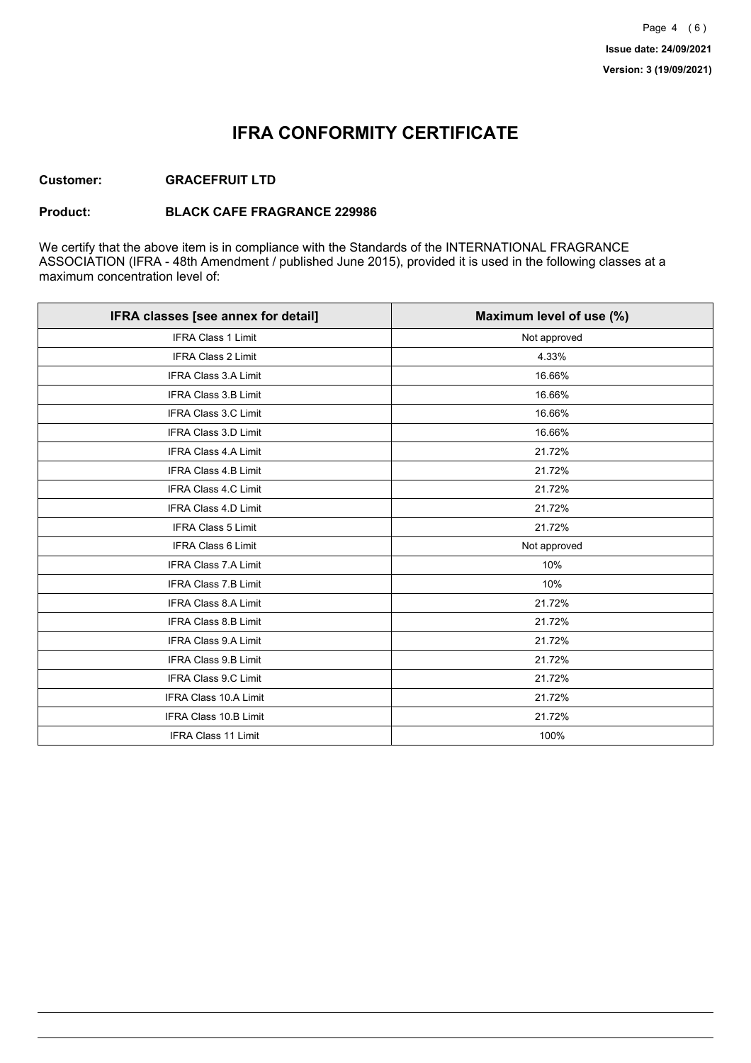# IFRA CONFORMITY CERTIFICATE

**Customer:** **GRACEFRUIT LTD**

**Product:** **BLACK CAFE FRAGRANCE 229986**

We certify that the above item is in compliance with the Standards of the INTERNATIONAL FRAGRANCE ASSOCIATION (IFRA - 48th Amendment / published June 2015), provided it is used in the following classes at a maximum concentration level of:

| IFRA classes [see annex for detail] | Maximum level of use (%) |
|---|---|
| IFRA Class 1 Limit | Not approved |
| IFRA Class 2 Limit | 4.33% |
| IFRA Class 3.A Limit | 16.66% |
| IFRA Class 3.B Limit | 16.66% |
| IFRA Class 3.C Limit | 16.66% |
| IFRA Class 3.D Limit | 16.66% |
| IFRA Class 4.A Limit | 21.72% |
| IFRA Class 4.B Limit | 21.72% |
| IFRA Class 4.C Limit | 21.72% |
| IFRA Class 4.D Limit | 21.72% |
| IFRA Class 5 Limit | 21.72% |
| IFRA Class 6 Limit | Not approved |
| IFRA Class 7.A Limit | 10% |
| IFRA Class 7.B Limit | 10% |
| IFRA Class 8.A Limit | 21.72% |
| IFRA Class 8.B Limit | 21.72% |
| IFRA Class 9.A Limit | 21.72% |
| IFRA Class 9.B Limit | 21.72% |
| IFRA Class 9.C Limit | 21.72% |
| IFRA Class 10.A Limit | 21.72% |
| IFRA Class 10.B Limit | 21.72% |
| IFRA Class 11 Limit | 100% |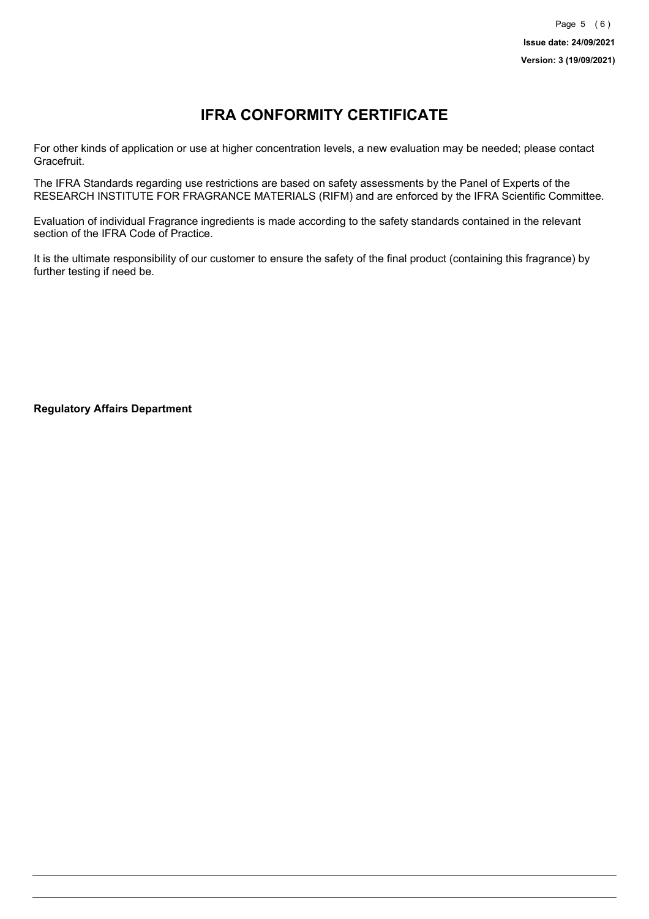# IFRA CONFORMITY CERTIFICATE

For other kinds of application or use at higher concentration levels, a new evaluation may be needed; please contact Gracefruit.

The IFRA Standards regarding use restrictions are based on safety assessments by the Panel of Experts of the RESEARCH INSTITUTE FOR FRAGRANCE MATERIALS (RIFM) and are enforced by the IFRA Scientific Committee.

Evaluation of individual Fragrance ingredients is made according to the safety standards contained in the relevant section of the IFRA Code of Practice.

It is the ultimate responsibility of our customer to ensure the safety of the final product (containing this fragrance) by further testing if need be.

**Regulatory Affairs Department**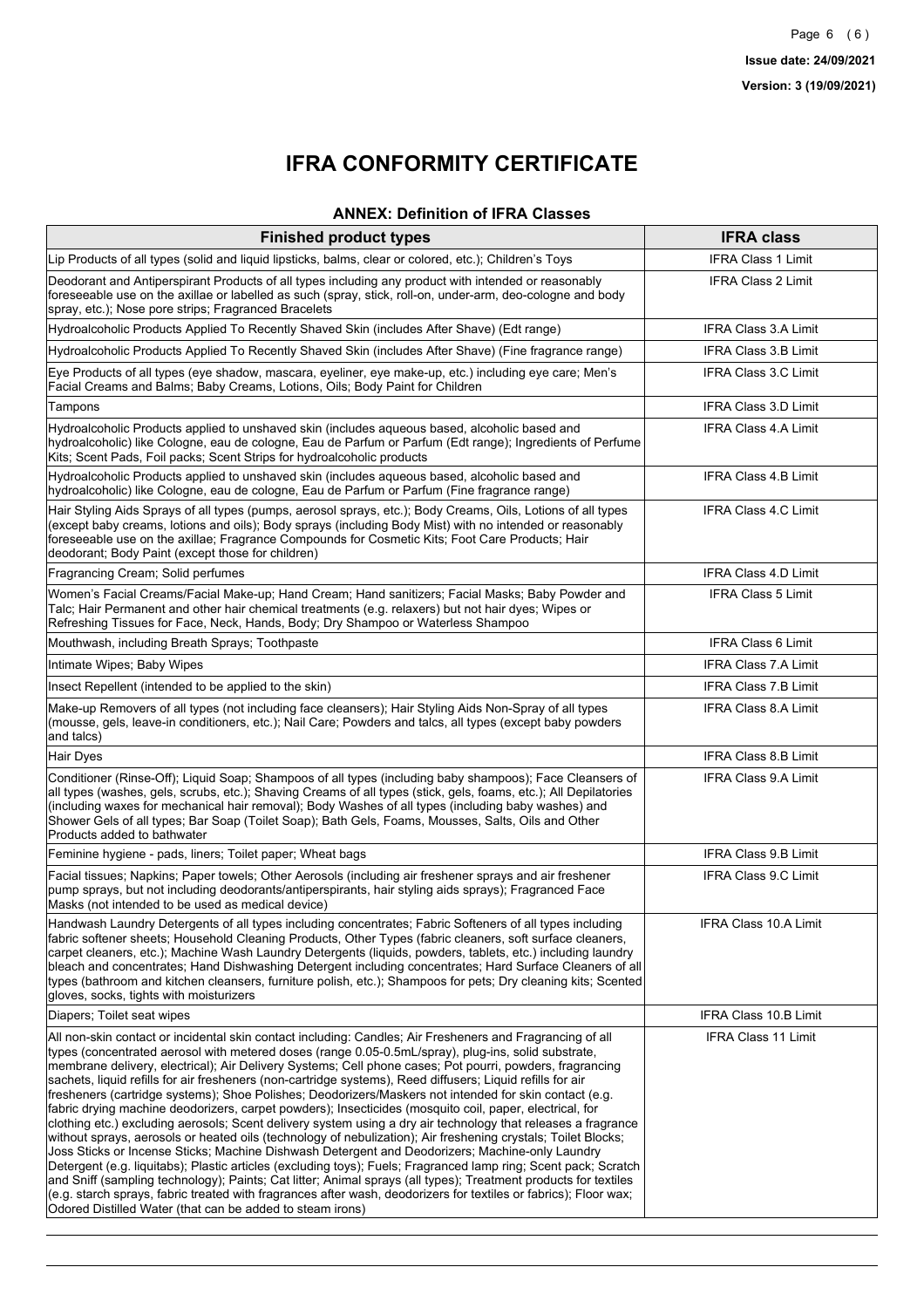# IFRA CONFORMITY CERTIFICATE

### ANNEX: Definition of IFRA Classes

| Finished product types | IFRA class |
|---|---|
| Lip Products of all types (solid and liquid lipsticks, balms, clear or colored, etc.); Children's Toys | IFRA Class 1 Limit |
| Deodorant and Antiperspirant Products of all types including any product with intended or reasonably foreseeable use on the axillae or labelled as such (spray, stick, roll-on, under-arm, deo-cologne and body spray, etc.); Nose pore strips; Fragranced Bracelets | IFRA Class 2 Limit |
| Hydroalcoholic Products Applied To Recently Shaved Skin (includes After Shave) (Edt range) | IFRA Class 3.A Limit |
| Hydroalcoholic Products Applied To Recently Shaved Skin (includes After Shave) (Fine fragrance range) | IFRA Class 3.B Limit |
| Eye Products of all types (eye shadow, mascara, eyeliner, eye make-up, etc.) including eye care; Men's Facial Creams and Balms; Baby Creams, Lotions, Oils; Body Paint for Children | IFRA Class 3.C Limit |
| Tampons | IFRA Class 3.D Limit |
| Hydroalcoholic Products applied to unshaved skin (includes aqueous based, alcoholic based and hydroalcoholic) like Cologne, eau de cologne, Eau de Parfum or Parfum (Edt range); Ingredients of Perfume Kits; Scent Pads, Foil packs; Scent Strips for hydroalcoholic products | IFRA Class 4.A Limit |
| Hydroalcoholic Products applied to unshaved skin (includes aqueous based, alcoholic based and hydroalcoholic) like Cologne, eau de cologne, Eau de Parfum or Parfum (Fine fragrance range) | IFRA Class 4.B Limit |
| Hair Styling Aids Sprays of all types (pumps, aerosol sprays, etc.); Body Creams, Oils, Lotions of all types (except baby creams, lotions and oils); Body sprays (including Body Mist) with no intended or reasonably foreseeable use on the axillae; Fragrance Compounds for Cosmetic Kits; Foot Care Products; Hair deodorant; Body Paint (except those for children) | IFRA Class 4.C Limit |
| Fragrancing Cream; Solid perfumes | IFRA Class 4.D Limit |
| Women's Facial Creams/Facial Make-up; Hand Cream; Hand sanitizers; Facial Masks; Baby Powder and Talc; Hair Permanent and other hair chemical treatments (e.g. relaxers) but not hair dyes; Wipes or Refreshing Tissues for Face, Neck, Hands, Body; Dry Shampoo or Waterless Shampoo | IFRA Class 5 Limit |
| Mouthwash, including Breath Sprays; Toothpaste | IFRA Class 6 Limit |
| Intimate Wipes; Baby Wipes | IFRA Class 7.A Limit |
| Insect Repellent (intended to be applied to the skin) | IFRA Class 7.B Limit |
| Make-up Removers of all types (not including face cleansers); Hair Styling Aids Non-Spray of all types (mousse, gels, leave-in conditioners, etc.); Nail Care; Powders and talcs, all types (except baby powders and talcs) | IFRA Class 8.A Limit |
| Hair Dyes | IFRA Class 8.B Limit |
| Conditioner (Rinse-Off); Liquid Soap; Shampoos of all types (including baby shampoos); Face Cleansers of all types (washes, gels, scrubs, etc.); Shaving Creams of all types (stick, gels, foams, etc.); All Depilatories (including waxes for mechanical hair removal); Body Washes of all types (including baby washes) and Shower Gels of all types; Bar Soap (Toilet Soap); Bath Gels, Foams, Mousses, Salts, Oils and Other Products added to bathwater | IFRA Class 9.A Limit |
| Feminine hygiene - pads, liners; Toilet paper; Wheat bags | IFRA Class 9.B Limit |
| Facial tissues; Napkins; Paper towels; Other Aerosols (including air freshener sprays and air freshener pump sprays, but not including deodorants/antiperspirants, hair styling aids sprays); Fragranced Face Masks (not intended to be used as medical device) | IFRA Class 9.C Limit |
| Handwash Laundry Detergents of all types including concentrates; Fabric Softeners of all types including fabric softener sheets; Household Cleaning Products, Other Types (fabric cleaners, soft surface cleaners, carpet cleaners, etc.); Machine Wash Laundry Detergents (liquids, powders, tablets, etc.) including laundry bleach and concentrates; Hand Dishwashing Detergent including concentrates; Hard Surface Cleaners of all types (bathroom and kitchen cleansers, furniture polish, etc.); Shampoos for pets; Dry cleaning kits; Scented gloves, socks, tights with moisturizers | IFRA Class 10.A Limit |
| Diapers; Toilet seat wipes | IFRA Class 10.B Limit |
| All non-skin contact or incidental skin contact including: Candles; Air Fresheners and Fragrancing of all types (concentrated aerosol with metered doses (range 0.05-0.5mL/spray), plug-ins, solid substrate, membrane delivery, electrical); Air Delivery Systems; Cell phone cases; Pot pourri, powders, fragrancing sachets, liquid refills for air fresheners (non-cartridge systems), Reed diffusers; Liquid refills for air fresheners (cartridge systems); Shoe Polishes; Deodorizers/Maskers not intended for skin contact (e.g. fabric drying machine deodorizers, carpet powders); Insecticides (mosquito coil, paper, electrical, for clothing etc.) excluding aerosols; Scent delivery system using a dry air technology that releases a fragrance without sprays, aerosols or heated oils (technology of nebulization); Air freshening crystals; Toilet Blocks; Joss Sticks or Incense Sticks; Machine Dishwash Detergent and Deodorizers; Machine-only Laundry Detergent (e.g. liquitabs); Plastic articles (excluding toys); Fuels; Fragranced lamp ring; Scent pack; Scratch and Sniff (sampling technology); Paints; Cat litter; Animal sprays (all types); Treatment products for textiles (e.g. starch sprays, fabric treated with fragrances after wash, deodorizers for textiles or fabrics); Floor wax; Odored Distilled Water (that can be added to steam irons) | IFRA Class 11 Limit |